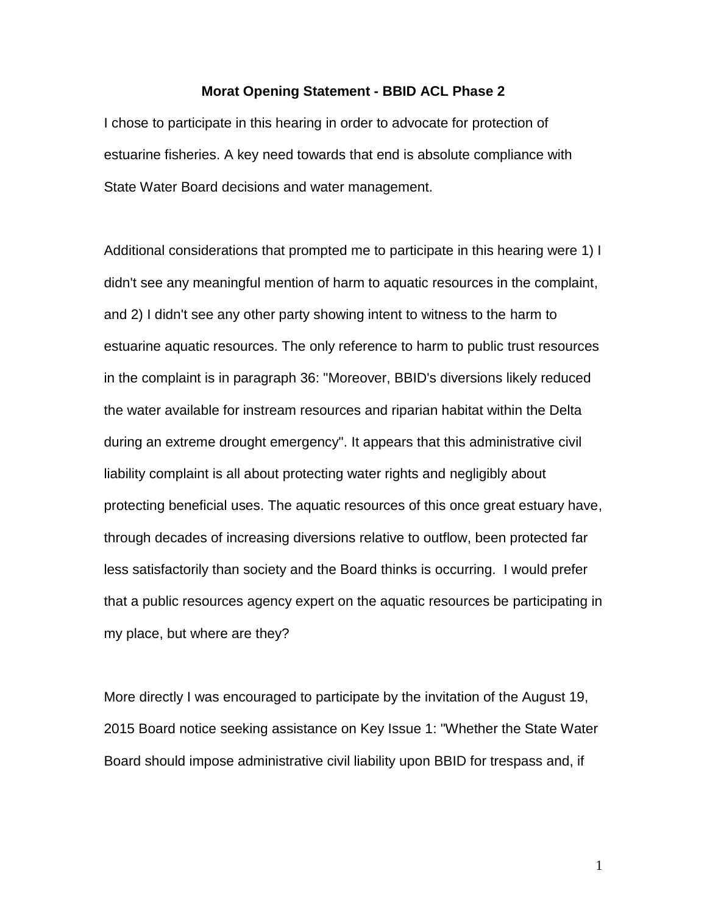# Morat Opening Statement - BBID ACL Phase 2

I chose to participate in this hearing in order to advocate for protection of estuarine fisheries. A key need towards that end is absolute compliance with State Water Board decisions and water management.

Additional considerations that prompted me to participate in this hearing were 1) I didn't see any meaningful mention of harm to aquatic resources in the complaint, and 2) I didn't see any other party showing intent to witness to the harm to estuarine aquatic resources. The only reference to harm to public trust resources in the complaint is in paragraph 36: "Moreover, BBID's diversions likely reduced the water available for instream resources and riparian habitat within the Delta during an extreme drought emergency". It appears that this administrative civil liability complaint is all about protecting water rights and negligibly about protecting beneficial uses. The aquatic resources of this once great estuary have, through decades of increasing diversions relative to outflow, been protected far less satisfactorily than society and the Board thinks is occurring. I would prefer that a public resources agency expert on the aquatic resources be participating in my place, but where are they?

More directly I was encouraged to participate by the invitation of the August 19, 2015 Board notice seeking assistance on Key Issue 1: "Whether the State Water Board should impose administrative civil liability upon BBID for trespass and, if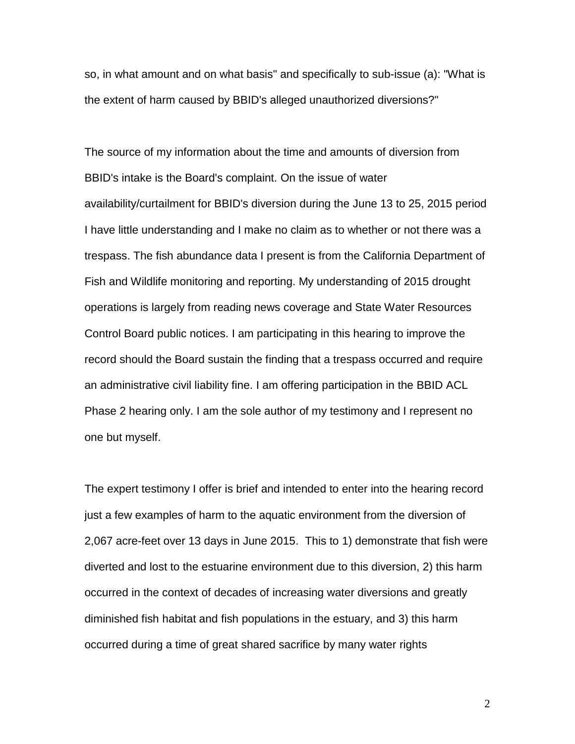so, in what amount and on what basis" and specifically to sub-issue (a): "What is the extent of harm caused by BBID's alleged unauthorized diversions?"

The source of my information about the time and amounts of diversion from BBID's intake is the Board's complaint. On the issue of water availability/curtailment for BBID's diversion during the June 13 to 25, 2015 period I have little understanding and I make no claim as to whether or not there was a trespass. The fish abundance data I present is from the California Department of Fish and Wildlife monitoring and reporting. My understanding of 2015 drought operations is largely from reading news coverage and State Water Resources Control Board public notices. I am participating in this hearing to improve the record should the Board sustain the finding that a trespass occurred and require an administrative civil liability fine. I am offering participation in the BBID ACL Phase 2 hearing only. I am the sole author of my testimony and I represent no one but myself.

The expert testimony I offer is brief and intended to enter into the hearing record just a few examples of harm to the aquatic environment from the diversion of 2,067 acre-feet over 13 days in June 2015. This to 1) demonstrate that fish were diverted and lost to the estuarine environment due to this diversion, 2) this harm occurred in the context of decades of increasing water diversions and greatly diminished fish habitat and fish populations in the estuary, and 3) this harm occurred during a time of great shared sacrifice by many water rights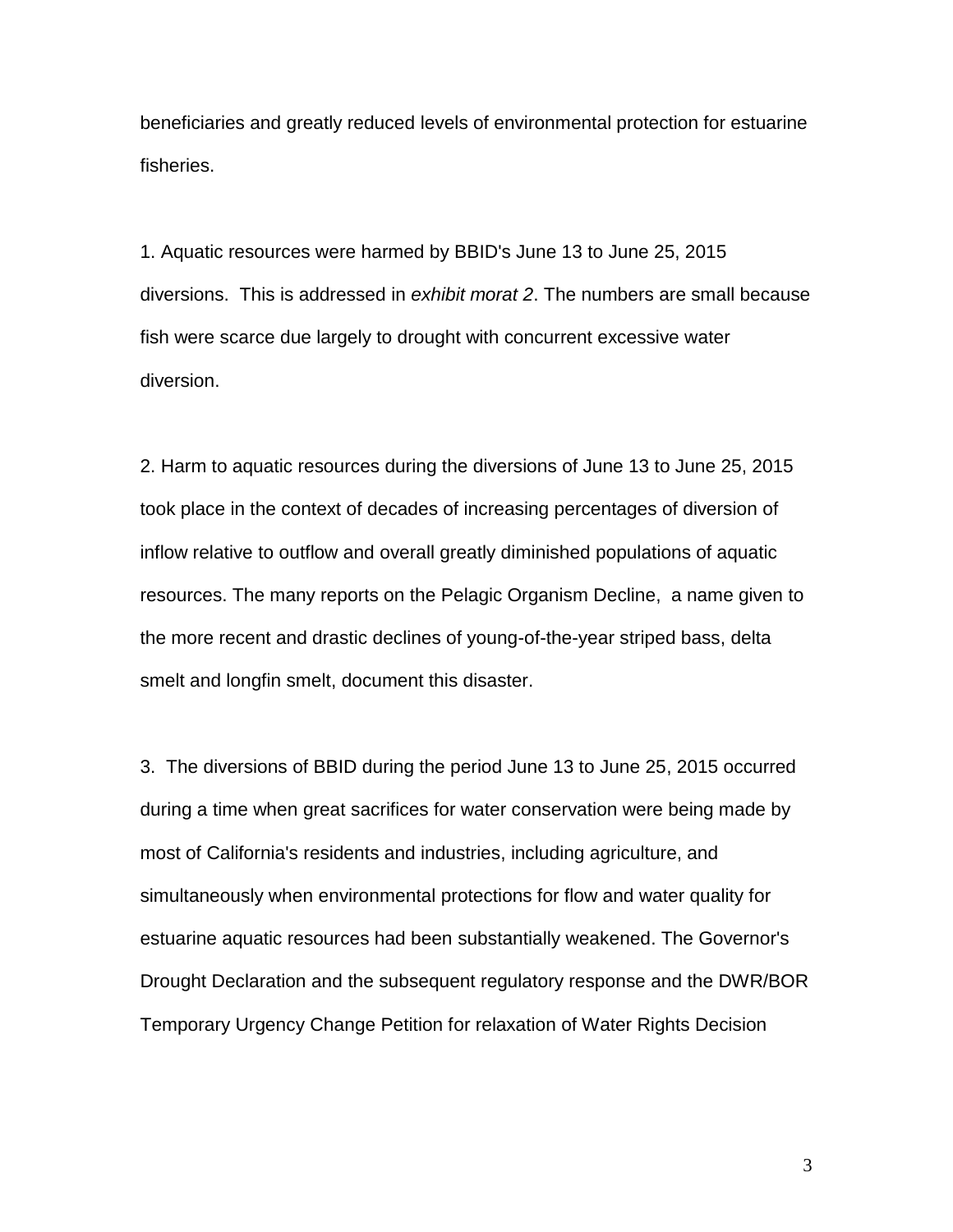beneficiaries and greatly reduced levels of environmental protection for estuarine fisheries.

1. Aquatic resources were harmed by BBID's June 13 to June 25, 2015 diversions. This is addressed in *exhibit morat 2*. The numbers are small because fish were scarce due largely to drought with concurrent excessive water diversion.

2. Harm to aquatic resources during the diversions of June 13 to June 25, 2015 took place in the context of decades of increasing percentages of diversion of inflow relative to outflow and overall greatly diminished populations of aquatic resources. The many reports on the Pelagic Organism Decline, a name given to the more recent and drastic declines of young-of-the-year striped bass, delta smelt and longfin smelt, document this disaster.

3. The diversions of BBID during the period June 13 to June 25, 2015 occurred during a time when great sacrifices for water conservation were being made by most of California's residents and industries, including agriculture, and simultaneously when environmental protections for flow and water quality for estuarine aquatic resources had been substantially weakened. The Governor's Drought Declaration and the subsequent regulatory response and the DWR/BOR Temporary Urgency Change Petition for relaxation of Water Rights Decision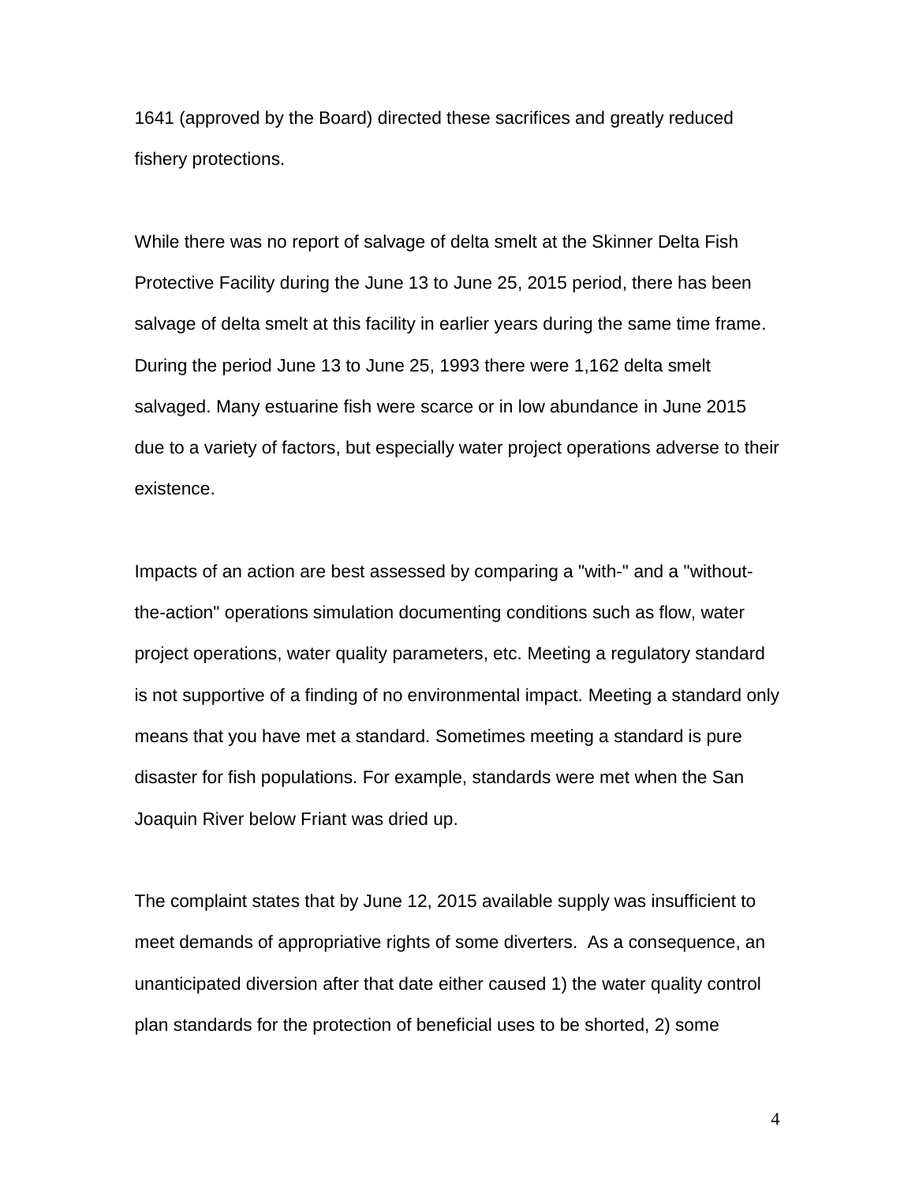1641 (approved by the Board) directed these sacrifices and greatly reduced fishery protections.

While there was no report of salvage of delta smelt at the Skinner Delta Fish Protective Facility during the June 13 to June 25, 2015 period, there has been salvage of delta smelt at this facility in earlier years during the same time frame. During the period June 13 to June 25, 1993 there were 1,162 delta smelt salvaged. Many estuarine fish were scarce or in low abundance in June 2015 due to a variety of factors, but especially water project operations adverse to their existence.

Impacts of an action are best assessed by comparing a "with-" and a "without-the-action" operations simulation documenting conditions such as flow, water project operations, water quality parameters, etc. Meeting a regulatory standard is not supportive of a finding of no environmental impact. Meeting a standard only means that you have met a standard. Sometimes meeting a standard is pure disaster for fish populations. For example, standards were met when the San Joaquin River below Friant was dried up.

The complaint states that by June 12, 2015 available supply was insufficient to meet demands of appropriative rights of some diverters. As a consequence, an unanticipated diversion after that date either caused 1) the water quality control plan standards for the protection of beneficial uses to be shorted, 2) some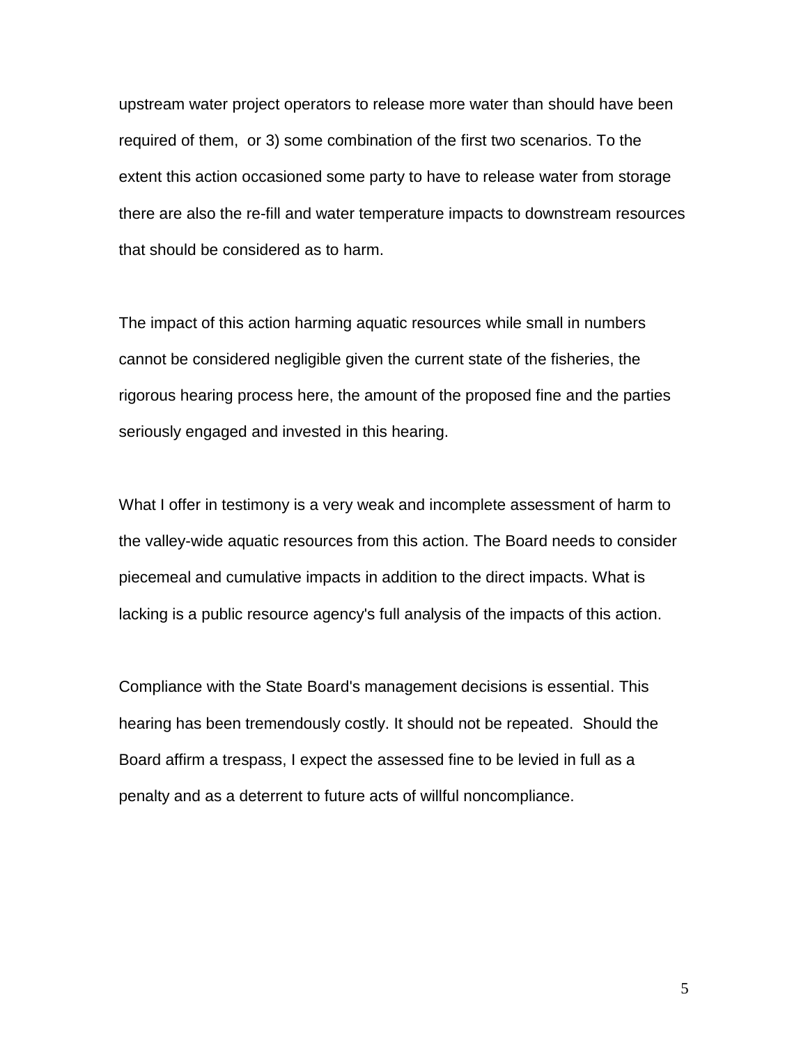upstream water project operators to release more water than should have been required of them, or 3) some combination of the first two scenarios. To the extent this action occasioned some party to have to release water from storage there are also the re-fill and water temperature impacts to downstream resources that should be considered as to harm.

The impact of this action harming aquatic resources while small in numbers cannot be considered negligible given the current state of the fisheries, the rigorous hearing process here, the amount of the proposed fine and the parties seriously engaged and invested in this hearing.

What I offer in testimony is a very weak and incomplete assessment of harm to the valley-wide aquatic resources from this action. The Board needs to consider piecemeal and cumulative impacts in addition to the direct impacts. What is lacking is a public resource agency's full analysis of the impacts of this action.

Compliance with the State Board's management decisions is essential. This hearing has been tremendously costly. It should not be repeated. Should the Board affirm a trespass, I expect the assessed fine to be levied in full as a penalty and as a deterrent to future acts of willful noncompliance.